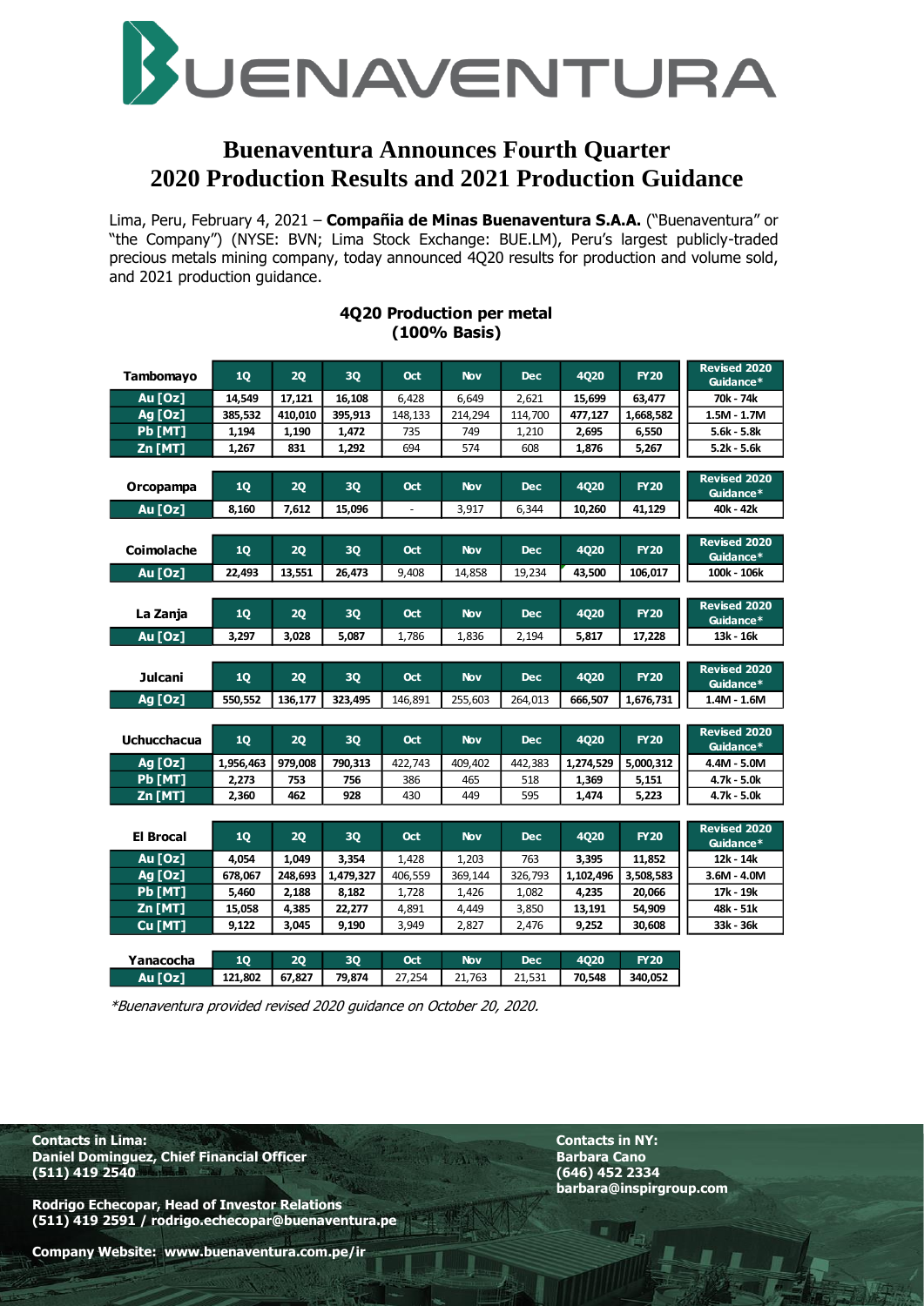# Buenaventura Announces Fourth Quarter 2020 Production Results and 2021 Production Guidance

Lima, Peru, February 4, 2021 – **Compañia de Minas Buenaventura S.A.A.** ("Buenaventura" or "the Company") (NYSE: BVN; Lima Stock Exchange: BUE.LM), Peru's largest publicly-traded precious metals mining company, today announced 4Q20 results for production and volume sold, and 2021 production guidance.

## 4Q20 Production per metal (100% Basis)

| Tambomayo | 1Q | 2Q | 3Q | Oct | Nov | Dec | 4Q20 | FY20 | Revised 2020 Guidance* |
|---|---|---|---|---|---|---|---|---|---|
| Au [Oz] | 14,549 | 17,121 | 16,108 | 6,428 | 6,649 | 2,621 | 15,699 | 63,477 | 70k - 74k |
| Ag [Oz] | 385,532 | 410,010 | 395,913 | 148,133 | 214,294 | 114,700 | 477,127 | 1,668,582 | 1.5M - 1.7M |
| Pb [MT] | 1,194 | 1,190 | 1,472 | 735 | 749 | 1,210 | 2,695 | 6,550 | 5.6k - 5.8k |
| Zn [MT] | 1,267 | 831 | 1,292 | 694 | 574 | 608 | 1,876 | 5,267 | 5.2k - 5.6k |

| Orcopampa | 1Q | 2Q | 3Q | Oct | Nov | Dec | 4Q20 | FY20 | Revised 2020 Guidance* |
|---|---|---|---|---|---|---|---|---|---|
| Au [Oz] | 8,160 | 7,612 | 15,096 | - | 3,917 | 6,344 | 10,260 | 41,129 | 40k - 42k |

| Coimolache | 1Q | 2Q | 3Q | Oct | Nov | Dec | 4Q20 | FY20 | Revised 2020 Guidance* |
|---|---|---|---|---|---|---|---|---|---|
| Au [Oz] | 22,493 | 13,551 | 26,473 | 9,408 | 14,858 | 19,234 | 43,500 | 106,017 | 100k - 106k |

| La Zanja | 1Q | 2Q | 3Q | Oct | Nov | Dec | 4Q20 | FY20 | Revised 2020 Guidance* |
|---|---|---|---|---|---|---|---|---|---|
| Au [Oz] | 3,297 | 3,028 | 5,087 | 1,786 | 1,836 | 2,194 | 5,817 | 17,228 | 13k - 16k |

| Julcani | 1Q | 2Q | 3Q | Oct | Nov | Dec | 4Q20 | FY20 | Revised 2020 Guidance* |
|---|---|---|---|---|---|---|---|---|---|
| Ag [Oz] | 550,552 | 136,177 | 323,495 | 146,891 | 255,603 | 264,013 | 666,507 | 1,676,731 | 1.4M - 1.6M |

| Uchucchacua | 1Q | 2Q | 3Q | Oct | Nov | Dec | 4Q20 | FY20 | Revised 2020 Guidance* |
|---|---|---|---|---|---|---|---|---|---|
| Ag [Oz] | 1,956,463 | 979,008 | 790,313 | 422,743 | 409,402 | 442,383 | 1,274,529 | 5,000,312 | 4.4M - 5.0M |
| Pb [MT] | 2,273 | 753 | 756 | 386 | 465 | 518 | 1,369 | 5,151 | 4.7k - 5.0k |
| Zn [MT] | 2,360 | 462 | 928 | 430 | 449 | 595 | 1,474 | 5,223 | 4.7k - 5.0k |

| El Brocal | 1Q | 2Q | 3Q | Oct | Nov | Dec | 4Q20 | FY20 | Revised 2020 Guidance* |
|---|---|---|---|---|---|---|---|---|---|
| Au [Oz] | 4,054 | 1,049 | 3,354 | 1,428 | 1,203 | 763 | 3,395 | 11,852 | 12k - 14k |
| Ag [Oz] | 678,067 | 248,693 | 1,479,327 | 406,559 | 369,144 | 326,793 | 1,102,496 | 3,508,583 | 3.6M - 4.0M |
| Pb [MT] | 5,460 | 2,188 | 8,182 | 1,728 | 1,426 | 1,082 | 4,235 | 20,066 | 17k - 19k |
| Zn [MT] | 15,058 | 4,385 | 22,277 | 4,891 | 4,449 | 3,850 | 13,191 | 54,909 | 48k - 51k |
| Cu [MT] | 9,122 | 3,045 | 9,190 | 3,949 | 2,827 | 2,476 | 9,252 | 30,608 | 33k - 36k |

| Yanacocha | 1Q | 2Q | 3Q | Oct | Nov | Dec | 4Q20 | FY20 |
|---|---|---|---|---|---|---|---|---|
| Au [Oz] | 121,802 | 67,827 | 79,874 | 27,254 | 21,763 | 21,531 | 70,548 | 340,052 |

*Buenaventura provided revised 2020 guidance on October 20, 2020.*

**Contacts in Lima:**
**Daniel Dominguez, Chief Financial Officer**
**(511) 419 2540**

**Rodrigo Echecopar, Head of Investor Relations**
**(511) 419 2591 / rodrigo.echecopar@buenaventura.pe**

**Company Website: www.buenaventura.com.pe/ir**

**Contacts in NY:**
**Barbara Cano**
**(646) 452 2334**
**barbara@inspirgroup.com**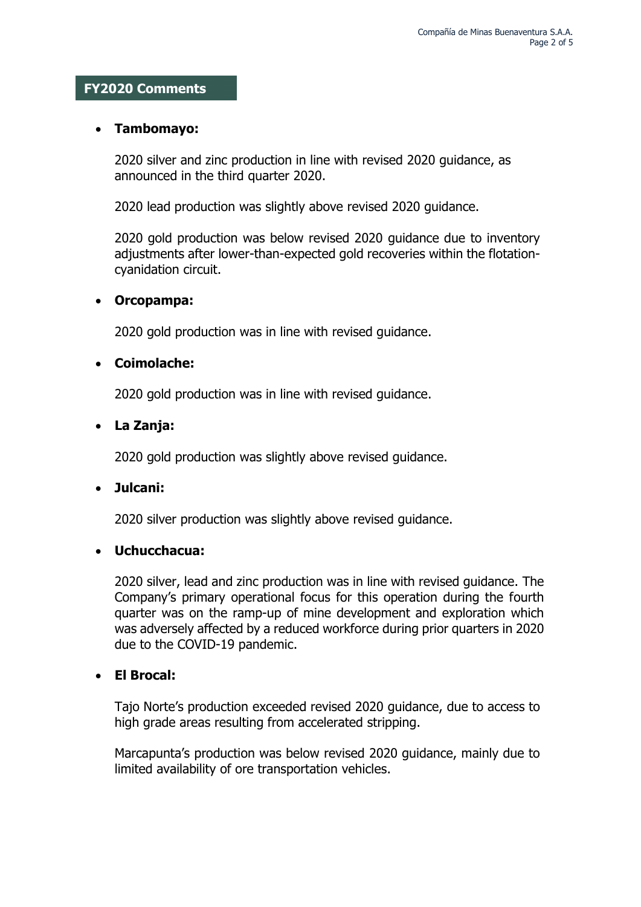## FY2020 Comments

- **Tambomayo:**

  2020 silver and zinc production in line with revised 2020 guidance, as announced in the third quarter 2020.

  2020 lead production was slightly above revised 2020 guidance.

  2020 gold production was below revised 2020 guidance due to inventory adjustments after lower-than-expected gold recoveries within the flotation-cyanidation circuit.

- **Orcopampa:**

  2020 gold production was in line with revised guidance.

- **Coimolache:**

  2020 gold production was in line with revised guidance.

- **La Zanja:**

  2020 gold production was slightly above revised guidance.

- **Julcani:**

  2020 silver production was slightly above revised guidance.

- **Uchucchacua:**

  2020 silver, lead and zinc production was in line with revised guidance. The Company's primary operational focus for this operation during the fourth quarter was on the ramp-up of mine development and exploration which was adversely affected by a reduced workforce during prior quarters in 2020 due to the COVID-19 pandemic.

- **El Brocal:**

  Tajo Norte's production exceeded revised 2020 guidance, due to access to high grade areas resulting from accelerated stripping.

  Marcapunta's production was below revised 2020 guidance, mainly due to limited availability of ore transportation vehicles.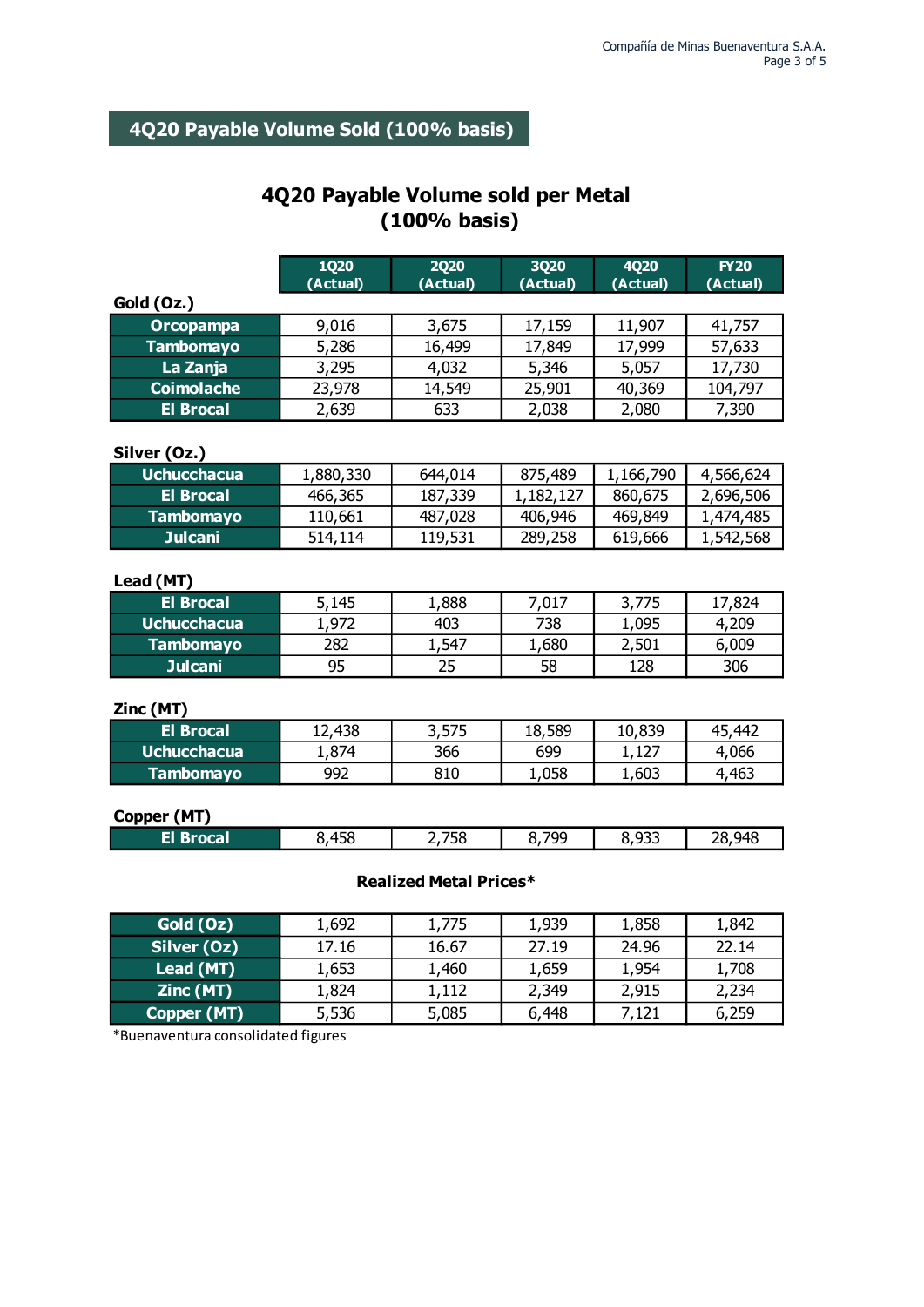## 4Q20 Payable Volume Sold (100% basis)

### 4Q20 Payable Volume sold per Metal (100% basis)

| | 1Q20 (Actual) | 2Q20 (Actual) | 3Q20 (Actual) | 4Q20 (Actual) | FY20 (Actual) |
|---|---|---|---|---|---|
| **Gold (Oz.)** | | | | | |
| Orcopampa | 9,016 | 3,675 | 17,159 | 11,907 | 41,757 |
| Tambomayo | 5,286 | 16,499 | 17,849 | 17,999 | 57,633 |
| La Zanja | 3,295 | 4,032 | 5,346 | 5,057 | 17,730 |
| Coimolache | 23,978 | 14,549 | 25,901 | 40,369 | 104,797 |
| El Brocal | 2,639 | 633 | 2,038 | 2,080 | 7,390 |
| **Silver (Oz.)** | | | | | |
| Uchucchacua | 1,880,330 | 644,014 | 875,489 | 1,166,790 | 4,566,624 |
| El Brocal | 466,365 | 187,339 | 1,182,127 | 860,675 | 2,696,506 |
| Tambomayo | 110,661 | 487,028 | 406,946 | 469,849 | 1,474,485 |
| Julcani | 514,114 | 119,531 | 289,258 | 619,666 | 1,542,568 |
| **Lead (MT)** | | | | | |
| El Brocal | 5,145 | 1,888 | 7,017 | 3,775 | 17,824 |
| Uchucchacua | 1,972 | 403 | 738 | 1,095 | 4,209 |
| Tambomayo | 282 | 1,547 | 1,680 | 2,501 | 6,009 |
| Julcani | 95 | 25 | 58 | 128 | 306 |
| **Zinc (MT)** | | | | | |
| El Brocal | 12,438 | 3,575 | 18,589 | 10,839 | 45,442 |
| Uchucchacua | 1,874 | 366 | 699 | 1,127 | 4,066 |
| Tambomayo | 992 | 810 | 1,058 | 1,603 | 4,463 |
| **Copper (MT)** | | | | | |
| El Brocal | 8,458 | 2,758 | 8,799 | 8,933 | 28,948 |

**Realized Metal Prices***

| | 1Q20 (Actual) | 2Q20 (Actual) | 3Q20 (Actual) | 4Q20 (Actual) | FY20 (Actual) |
|---|---|---|---|---|---|
| Gold (Oz) | 1,692 | 1,775 | 1,939 | 1,858 | 1,842 |
| Silver (Oz) | 17.16 | 16.67 | 27.19 | 24.96 | 22.14 |
| Lead (MT) | 1,653 | 1,460 | 1,659 | 1,954 | 1,708 |
| Zinc (MT) | 1,824 | 1,112 | 2,349 | 2,915 | 2,234 |
| Copper (MT) | 5,536 | 5,085 | 6,448 | 7,121 | 6,259 |

*Buenaventura consolidated figures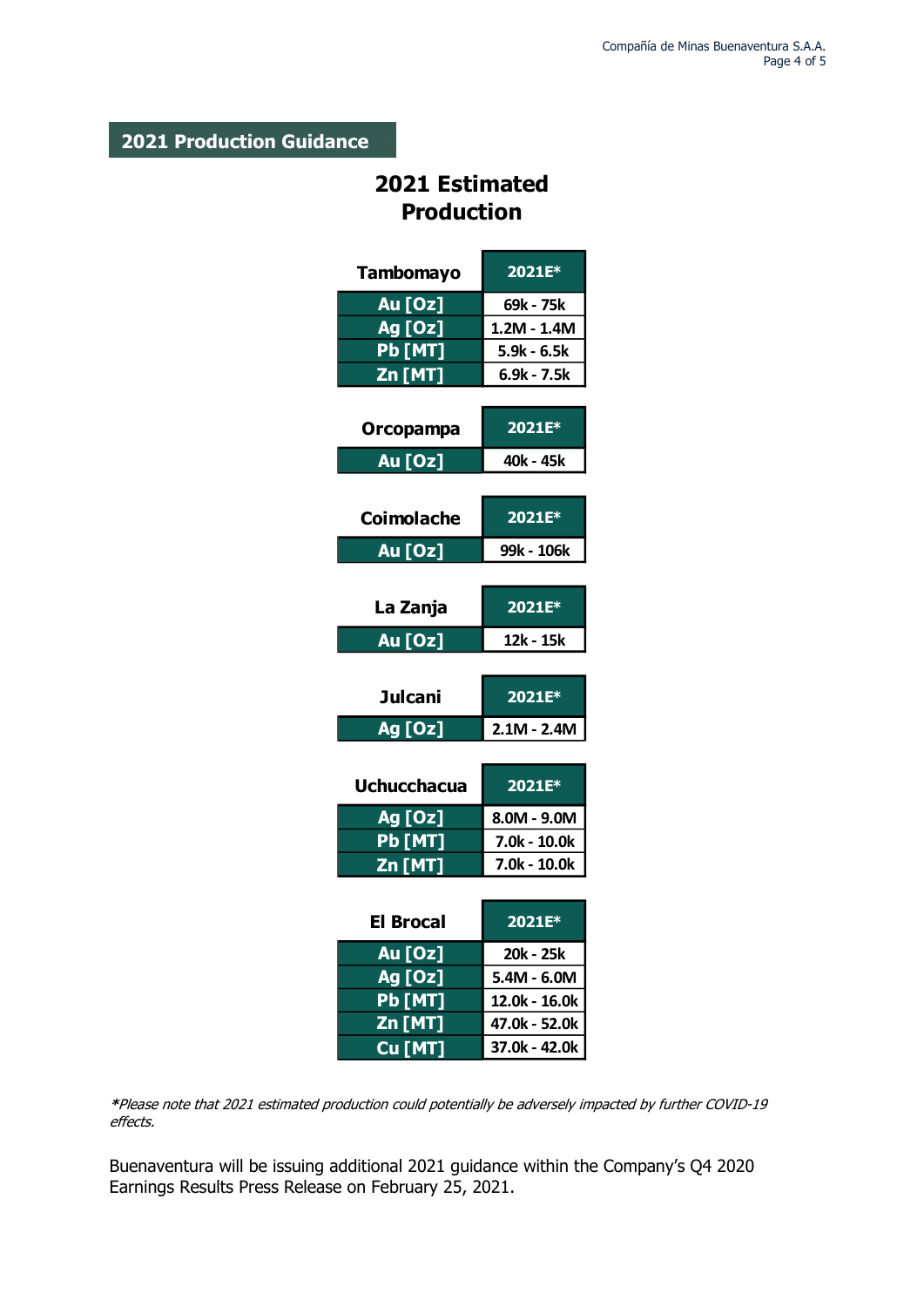## 2021 Production Guidance

### 2021 Estimated Production

| Tambomayo | 2021E* |
|---|---|
| Au [Oz] | 69k - 75k |
| Ag [Oz] | 1.2M - 1.4M |
| Pb [MT] | 5.9k - 6.5k |
| Zn [MT] | 6.9k - 7.5k |

| Orcopampa | 2021E* |
|---|---|
| Au [Oz] | 40k - 45k |

| Coimolache | 2021E* |
|---|---|
| Au [Oz] | 99k - 106k |

| La Zanja | 2021E* |
|---|---|
| Au [Oz] | 12k - 15k |

| Julcani | 2021E* |
|---|---|
| Ag [Oz] | 2.1M - 2.4M |

| Uchucchacua | 2021E* |
|---|---|
| Ag [Oz] | 8.0M - 9.0M |
| Pb [MT] | 7.0k - 10.0k |
| Zn [MT] | 7.0k - 10.0k |

| El Brocal | 2021E* |
|---|---|
| Au [Oz] | 20k - 25k |
| Ag [Oz] | 5.4M - 6.0M |
| Pb [MT] | 12.0k - 16.0k |
| Zn [MT] | 47.0k - 52.0k |
| Cu [MT] | 37.0k - 42.0k |

*\*Please note that 2021 estimated production could potentially be adversely impacted by further COVID-19 effects.*

Buenaventura will be issuing additional 2021 guidance within the Company's Q4 2020 Earnings Results Press Release on February 25, 2021.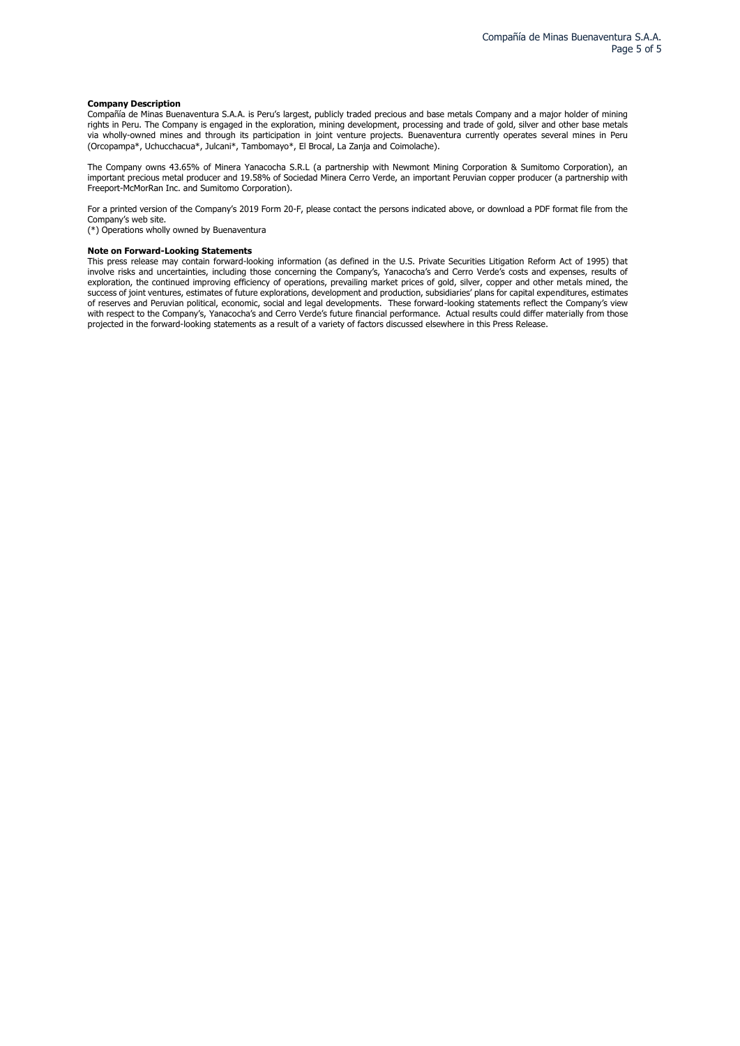**Company Description**

Compañía de Minas Buenaventura S.A.A. is Peru's largest, publicly traded precious and base metals Company and a major holder of mining rights in Peru. The Company is engaged in the exploration, mining development, processing and trade of gold, silver and other base metals via wholly-owned mines and through its participation in joint venture projects. Buenaventura currently operates several mines in Peru (Orcopampa*, Uchucchacua*, Julcani*, Tambomayo*, El Brocal, La Zanja and Coimolache).

The Company owns 43.65% of Minera Yanacocha S.R.L (a partnership with Newmont Mining Corporation & Sumitomo Corporation), an important precious metal producer and 19.58% of Sociedad Minera Cerro Verde, an important Peruvian copper producer (a partnership with Freeport-McMorRan Inc. and Sumitomo Corporation).

For a printed version of the Company's 2019 Form 20-F, please contact the persons indicated above, or download a PDF format file from the Company's web site.

(*) Operations wholly owned by Buenaventura

**Note on Forward-Looking Statements**

This press release may contain forward-looking information (as defined in the U.S. Private Securities Litigation Reform Act of 1995) that involve risks and uncertainties, including those concerning the Company's, Yanacocha's and Cerro Verde's costs and expenses, results of exploration, the continued improving efficiency of operations, prevailing market prices of gold, silver, copper and other metals mined, the success of joint ventures, estimates of future explorations, development and production, subsidiaries' plans for capital expenditures, estimates of reserves and Peruvian political, economic, social and legal developments. These forward-looking statements reflect the Company's view with respect to the Company's, Yanacocha's and Cerro Verde's future financial performance. Actual results could differ materially from those projected in the forward-looking statements as a result of a variety of factors discussed elsewhere in this Press Release.